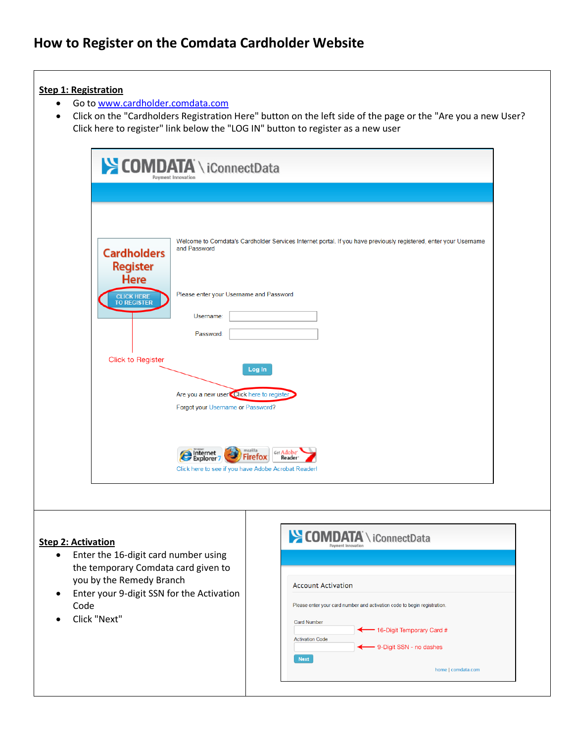# How to Register on the Comdata Cardholder Website

**Step 1: Registration**

- Go to [www.cardholder.comdata.com](http://www.cardholder.comdata.com)
- Click on the "Cardholders Registration Here" button on the left side of the page or the "Are you a new User? Click here to register" link below the "LOG IN" button to register as a new user

**Step 2: Activation**

- Enter the 16-digit card number using the temporary Comdata card given to you by the Remedy Branch
- Enter your 9-digit SSN for the Activation Code
- Click "Next"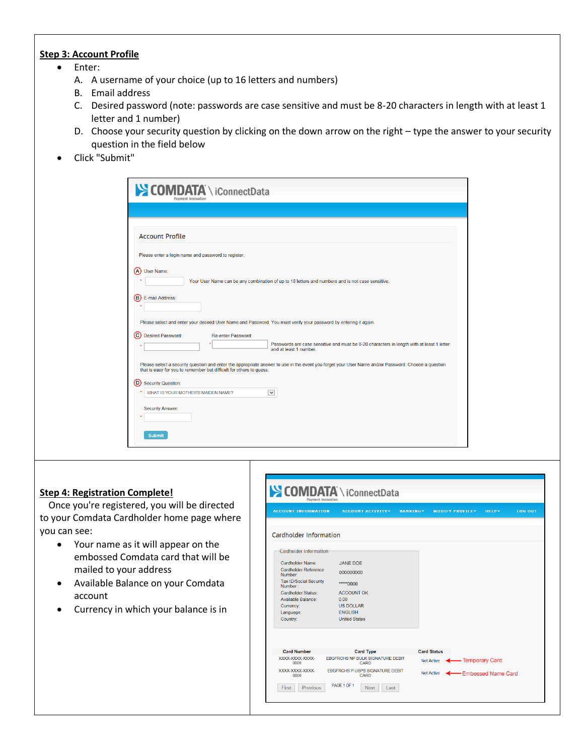**Step 3: Account Profile**

- Enter:
  - A. A username of your choice (up to 16 letters and numbers)
  - B. Email address
  - C. Desired password (note: passwords are case sensitive and must be 8-20 characters in length with at least 1 letter and 1 number)
  - D. Choose your security question by clicking on the down arrow on the right – type the answer to your security question in the field below
- Click "Submit"

COMDATA \ iConnectData
Payment Innovation

Account Profile

Please enter a login name and password to register.

(A) User Name:

\* Your User Name can be any combination of up to 18 letters and numbers and is not case sensitive.

(B) E-mail Address:

\*

Please select and enter your desired User Name and Password. You must verify your password by entering it again.

(C) Desired Password: Re-enter Password:

\* \* Passwords are case sensitive and must be 8-20 characters in length with at least 1 letter and at least 1 number.

Please select a security question and enter the appropriate answer to use in the event you forget your User Name and/or Password. Choose a question that is easy for you to remember but difficult for others to guess.

(D) Security Question:

\* WHAT IS YOUR MOTHER'S MAIDEN NAME?

Security Answer:

\*

Submit

**Step 4: Registration Complete!**

Once you're registered, you will be directed to your Comdata Cardholder home page where you can see:

- Your name as it will appear on the embossed Comdata card that will be mailed to your address
- Available Balance on your Comdata account
- Currency in which your balance is in

COMDATA \ iConnectData
Payment Innovation

ACCOUNT INFORMATION | ACCOUNT ACTIVITY | BANKING | MODIFY PROFILE | HELP | LOG OUT

Cardholder Information

Cardholder Information

| | |
|---|---|
| Cardholder Name: | JANE DOE |
| Cardholder Reference Number: | 000000000 |
| Tax ID/Social Security Number: | \*\*\*\*\*0000 |
| Cardholder Status: | ACCOUNT OK |
| Available Balance: | 0.00 |
| Currency: | US DOLLAR |
| Language: | ENGLISH |
| Country: | United States |

| Card Number | Card Type | Card Status | |
|---|---|---|---|
| XXXX-XXXX-XXXX-0000 | EBGFRCHS NP BULK SIGNATURE DEBIT CARD | Not Active | ← Temporary Card |
| XXXX-XXXX-XXXX-0000 | EBGFRCHS P USPS SIGNATURE DEBIT CARD | Not Active | ← Embossed Name Card |

First | Previous | PAGE 1 OF 1 | Next | Last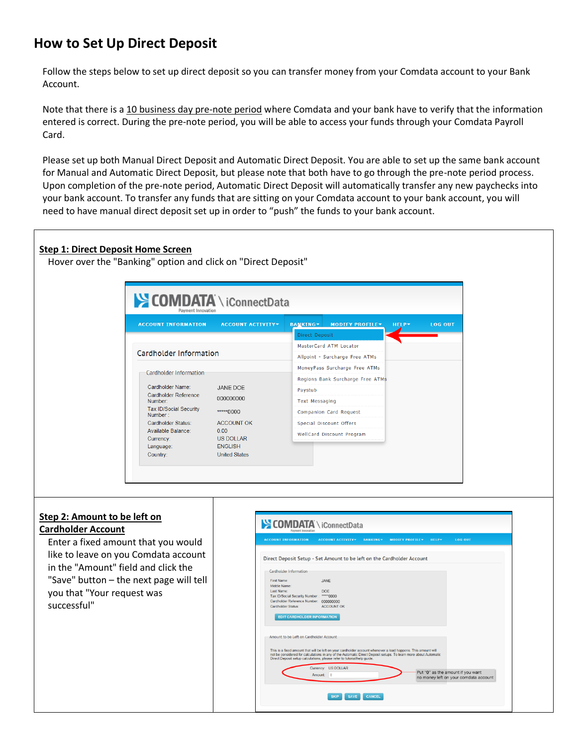## How to Set Up Direct Deposit

Follow the steps below to set up direct deposit so you can transfer money from your Comdata account to your Bank Account.

Note that there is a 10 business day pre-note period where Comdata and your bank have to verify that the information entered is correct. During the pre-note period, you will be able to access your funds through your Comdata Payroll Card.

Please set up both Manual Direct Deposit and Automatic Direct Deposit. You are able to set up the same bank account for Manual and Automatic Direct Deposit, but please note that both have to go through the pre-note period process. Upon completion of the pre-note period, Automatic Direct Deposit will automatically transfer any new paychecks into your bank account. To transfer any funds that are sitting on your Comdata account to your bank account, you will need to have manual direct deposit set up in order to "push" the funds to your bank account.

**Step 1: Direct Deposit Home Screen**

Hover over the "Banking" option and click on "Direct Deposit"

**Step 2: Amount to be left on Cardholder Account**

Enter a fixed amount that you would like to leave on you Comdata account in the "Amount" field and click the "Save" button – the next page will tell you that "Your request was successful"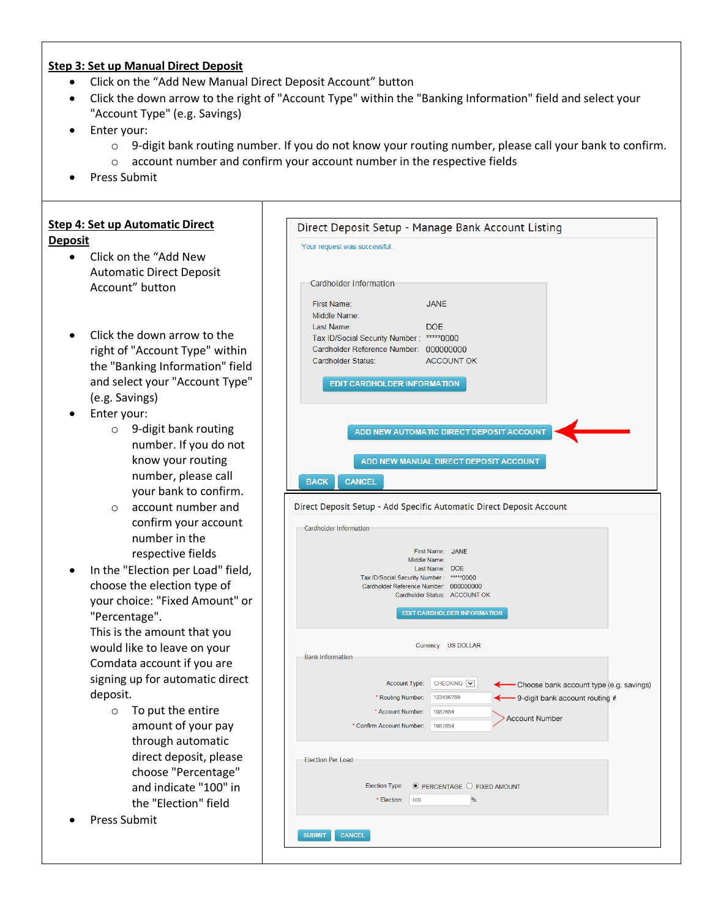**Step 3: Set up Manual Direct Deposit**

- Click on the “Add New Manual Direct Deposit Account” button
- Click the down arrow to the right of "Account Type" within the "Banking Information" field and select your "Account Type" (e.g. Savings)
- Enter your:
  - 9-digit bank routing number. If you do not know your routing number, please call your bank to confirm.
  - account number and confirm your account number in the respective fields
- Press Submit

**Step 4: Set up Automatic Direct Deposit**

- Click on the “Add New Automatic Direct Deposit Account” button
- Click the down arrow to the right of "Account Type" within the "Banking Information" field and select your "Account Type" (e.g. Savings)
- Enter your:
  - 9-digit bank routing number. If you do not know your routing number, please call your bank to confirm.
  - account number and confirm your account number in the respective fields
- In the "Election per Load" field, choose the election type of your choice: "Fixed Amount" or "Percentage". This is the amount that you would like to leave on your Comdata account if you are signing up for automatic direct deposit.
  - To put the entire amount of your pay through automatic direct deposit, please choose "Percentage" and indicate "100" in the "Election" field
- Press Submit

Direct Deposit Setup - Manage Bank Account Listing

Your request was successful.

Cardholder Information

First Name: JANE
Middle Name:
Last Name: DOE
Tax ID/Social Security Number: *****0000
Cardholder Reference Number: 000000000
Cardholder Status: ACCOUNT OK

EDIT CARDHOLDER INFORMATION

ADD NEW AUTOMATIC DIRECT DEPOSIT ACCOUNT

ADD NEW MANUAL DIRECT DEPOSIT ACCOUNT

BACK CANCEL

Direct Deposit Setup - Add Specific Automatic Direct Deposit Account

Cardholder Information

First Name: JANE
Middle Name:
Last Name: DOE
Tax ID/Social Security Number: *****0000
Cardholder Reference Number: 000000000
Cardholder Status: ACCOUNT OK

EDIT CARDHOLDER INFORMATION

Currency: US DOLLAR

Bank Information

Account Type: CHECKING — Choose bank account type (e.g. savings)
* Routing Number: 123456789 — 9-digit bank account routing #
* Account Number: 1987654
* Confirm Account Number: 1987654 — Account Number

Election Per Load

Election Type: PERCENTAGE / FIXED AMOUNT
* Election: 100 %

SUBMIT CANCEL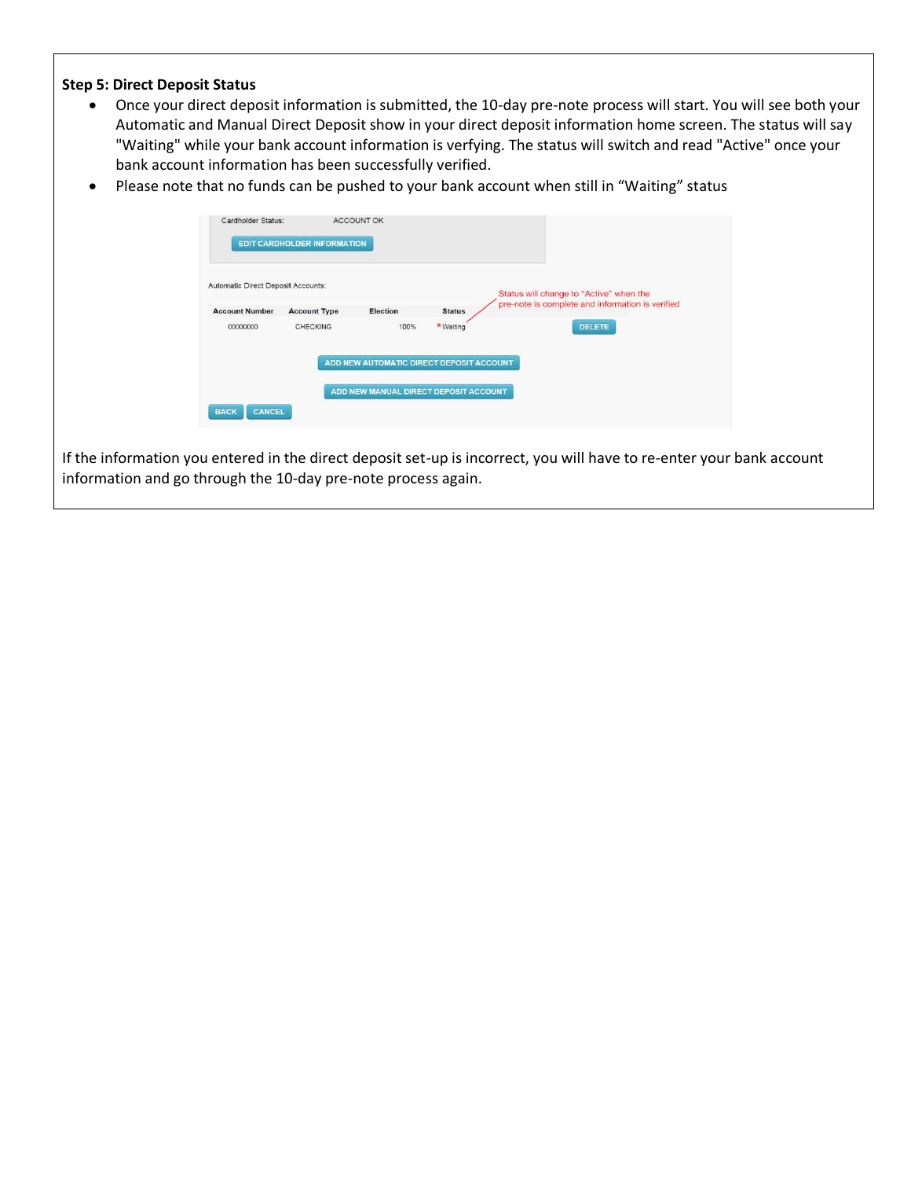**Step 5: Direct Deposit Status**

- Once your direct deposit information is submitted, the 10-day pre-note process will start. You will see both your Automatic and Manual Direct Deposit show in your direct deposit information home screen. The status will say "Waiting" while your bank account information is verfying. The status will switch and read "Active" once your bank account information has been successfully verified.
- Please note that no funds can be pushed to your bank account when still in "Waiting" status

Cardholder Status: ACCOUNT OK

EDIT CARDHOLDER INFORMATION

Automatic Direct Deposit Accounts:

Status will change to "Active" when the pre-note is complete and information is verified

| Account Number | Account Type | Election | Status | |
|---|---|---|---|---|
| 00000000 | CHECKING | 100% | * Waiting | DELETE |

ADD NEW AUTOMATIC DIRECT DEPOSIT ACCOUNT

ADD NEW MANUAL DIRECT DEPOSIT ACCOUNT

BACK CANCEL

If the information you entered in the direct deposit set-up is incorrect, you will have to re-enter your bank account information and go through the 10-day pre-note process again.